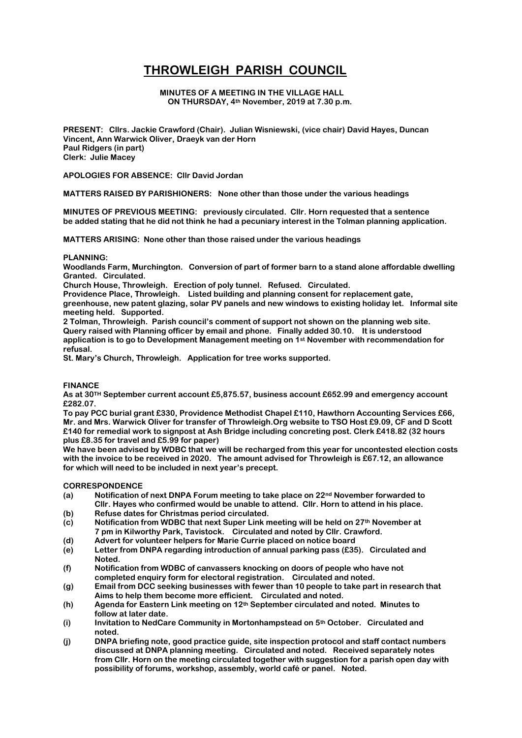# THROWLEIGH PARISH COUNCIL

**MINUTES OF A MEETING IN THE VILLAGE HALL ON THURSDAY, 4th November, 2019 at 7.30 p.m.**

**PRESENT: Cllrs. Jackie Crawford (Chair). Julian Wisniewski, (vice chair) David Hayes, Duncan Vincent, Ann Warwick Oliver, Draeyk van der Horn**
**Paul Ridgers (in part)**
**Clerk: Julie Macey**

**APOLOGIES FOR ABSENCE: Cllr David Jordan**

**MATTERS RAISED BY PARISHIONERS: None other than those under the various headings**

**MINUTES OF PREVIOUS MEETING: previously circulated. Cllr. Horn requested that a sentence be added stating that he did not think he had a pecuniary interest in the Tolman planning application.**

**MATTERS ARISING: None other than those raised under the various headings**

**PLANNING:**

**Woodlands Farm, Murchington. Conversion of part of former barn to a stand alone affordable dwelling Granted. Circulated.**

**Church House, Throwleigh. Erection of poly tunnel. Refused. Circulated.**

**Providence Place, Throwleigh. Listed building and planning consent for replacement gate, greenhouse, new patent glazing, solar PV panels and new windows to existing holiday let. Informal site meeting held. Supported.**

**2 Tolman, Throwleigh. Parish council's comment of support not shown on the planning web site. Query raised with Planning officer by email and phone. Finally added 30.10. It is understood application is to go to Development Management meeting on 1st November with recommendation for refusal.**

**St. Mary's Church, Throwleigh. Application for tree works supported.**

**FINANCE**

**As at 30TH September current account £5,875.57, business account £652.99 and emergency account £282.07.**

**To pay PCC burial grant £330, Providence Methodist Chapel £110, Hawthorn Accounting Services £66, Mr. and Mrs. Warwick Oliver for transfer of Throwleigh.Org website to TSO Host £9.09, CF and D Scott £140 for remedial work to signpost at Ash Bridge including concreting post. Clerk £418.82 (32 hours plus £8.35 for travel and £5.99 for paper)**

**We have been advised by WDBC that we will be recharged from this year for uncontested election costs with the invoice to be received in 2020. The amount advised for Throwleigh is £67.12, an allowance for which will need to be included in next year's precept.**

**CORRESPONDENCE**

- **(a) Notification of next DNPA Forum meeting to take place on 22nd November forwarded to Cllr. Hayes who confirmed would be unable to attend. Cllr. Horn to attend in his place.**
- **(b) Refuse dates for Christmas period circulated.**
- **(c) Notification from WDBC that next Super Link meeting will be held on 27th November at 7 pm in Kilworthy Park, Tavistock. Circulated and noted by Cllr. Crawford.**
- **(d) Advert for volunteer helpers for Marie Currie placed on notice board**
- **(e) Letter from DNPA regarding introduction of annual parking pass (£35). Circulated and Noted.**
- **(f) Notification from WDBC of canvassers knocking on doors of people who have not completed enquiry form for electoral registration. Circulated and noted.**
- **(g) Email from DCC seeking businesses with fewer than 10 people to take part in research that Aims to help them become more efficient. Circulated and noted.**
- **(h) Agenda for Eastern Link meeting on 12th September circulated and noted. Minutes to follow at later date.**
- **(i) Invitation to NedCare Community in Mortonhampstead on 5th October. Circulated and noted.**
- **(j) DNPA briefing note, good practice guide, site inspection protocol and staff contact numbers discussed at DNPA planning meeting. Circulated and noted. Received separately notes from Cllr. Horn on the meeting circulated together with suggestion for a parish open day with possibility of forums, workshop, assembly, world café or panel. Noted.**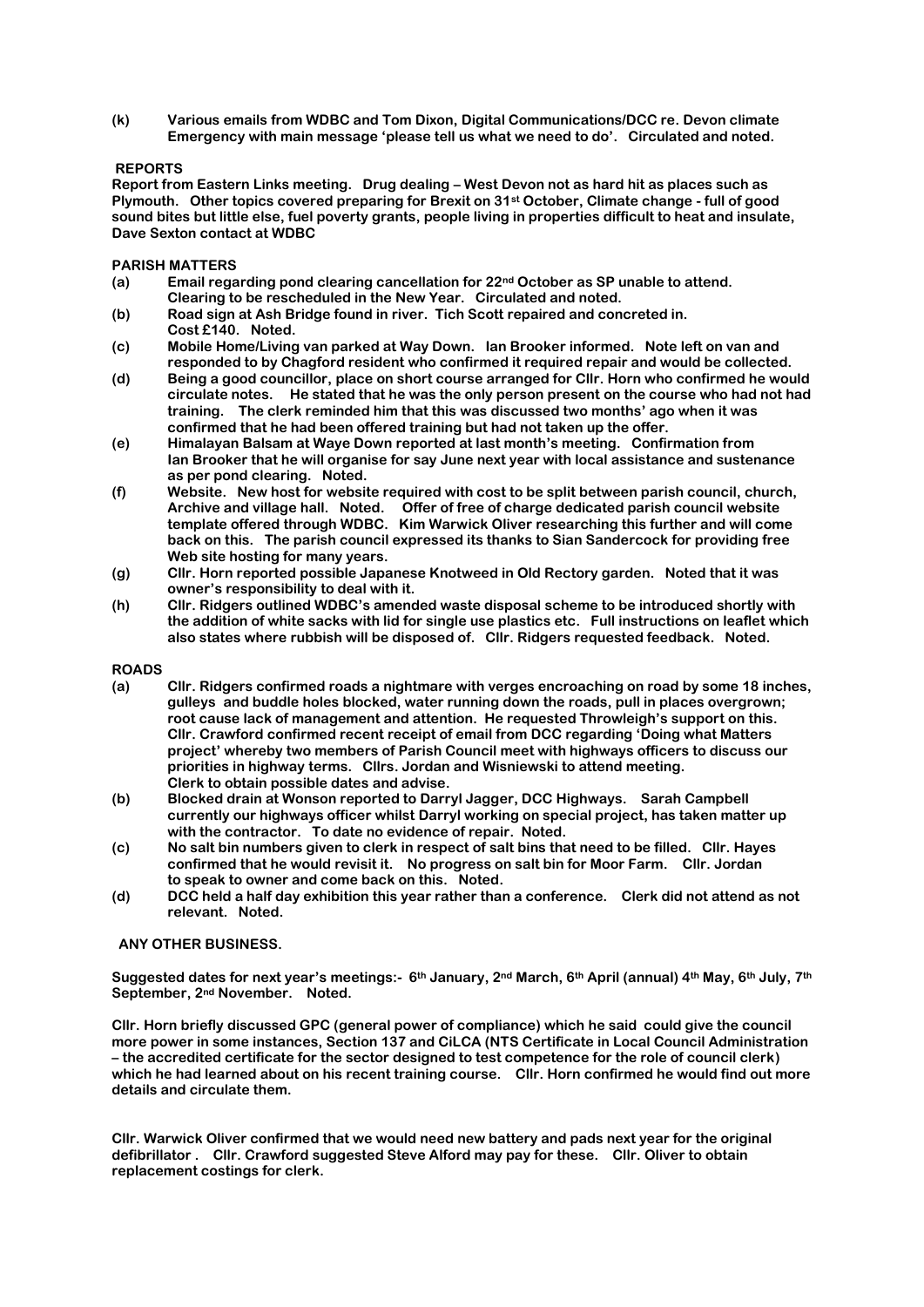**(k) Various emails from WDBC and Tom Dixon, Digital Communications/DCC re. Devon climate Emergency with main message 'please tell us what we need to do'. Circulated and noted.**

## REPORTS

**Report from Eastern Links meeting. Drug dealing – West Devon not as hard hit as places such as Plymouth. Other topics covered preparing for Brexit on 31st October, Climate change - full of good sound bites but little else, fuel poverty grants, people living in properties difficult to heat and insulate, Dave Sexton contact at WDBC**

## PARISH MATTERS

**(a) Email regarding pond clearing cancellation for 22nd October as SP unable to attend. Clearing to be rescheduled in the New Year. Circulated and noted.**

**(b) Road sign at Ash Bridge found in river. Tich Scott repaired and concreted in. Cost £140. Noted.**

**(c) Mobile Home/Living van parked at Way Down. Ian Brooker informed. Note left on van and responded to by Chagford resident who confirmed it required repair and would be collected.**

**(d) Being a good councillor, place on short course arranged for Cllr. Horn who confirmed he would circulate notes. He stated that he was the only person present on the course who had not had training. The clerk reminded him that this was discussed two months' ago when it was confirmed that he had been offered training but had not taken up the offer.**

**(e) Himalayan Balsam at Waye Down reported at last month's meeting. Confirmation from Ian Brooker that he will organise for say June next year with local assistance and sustenance as per pond clearing. Noted.**

**(f) Website. New host for website required with cost to be split between parish council, church, Archive and village hall. Noted. Offer of free of charge dedicated parish council website template offered through WDBC. Kim Warwick Oliver researching this further and will come back on this. The parish council expressed its thanks to Sian Sandercock for providing free Web site hosting for many years.**

**(g) Cllr. Horn reported possible Japanese Knotweed in Old Rectory garden. Noted that it was owner's responsibility to deal with it.**

**(h) Cllr. Ridgers outlined WDBC's amended waste disposal scheme to be introduced shortly with the addition of white sacks with lid for single use plastics etc. Full instructions on leaflet which also states where rubbish will be disposed of. Cllr. Ridgers requested feedback. Noted.**

## ROADS

**(a) Cllr. Ridgers confirmed roads a nightmare with verges encroaching on road by some 18 inches, gulleys and buddle holes blocked, water running down the roads, pull in places overgrown; root cause lack of management and attention. He requested Throwleigh's support on this. Cllr. Crawford confirmed recent receipt of email from DCC regarding 'Doing what Matters project' whereby two members of Parish Council meet with highways officers to discuss our priorities in highway terms. Cllrs. Jordan and Wisniewski to attend meeting. Clerk to obtain possible dates and advise.**

**(b) Blocked drain at Wonson reported to Darryl Jagger, DCC Highways. Sarah Campbell currently our highways officer whilst Darryl working on special project, has taken matter up with the contractor. To date no evidence of repair. Noted.**

**(c) No salt bin numbers given to clerk in respect of salt bins that need to be filled. Cllr. Hayes confirmed that he would revisit it. No progress on salt bin for Moor Farm. Cllr. Jordan to speak to owner and come back on this. Noted.**

**(d) DCC held a half day exhibition this year rather than a conference. Clerk did not attend as not relevant. Noted.**

## ANY OTHER BUSINESS.

**Suggested dates for next year's meetings:- 6th January, 2nd March, 6th April (annual) 4th May, 6th July, 7th September, 2nd November. Noted.**

**Cllr. Horn briefly discussed GPC (general power of compliance) which he said could give the council more power in some instances, Section 137 and CiLCA (NTS Certificate in Local Council Administration – the accredited certificate for the sector designed to test competence for the role of council clerk) which he had learned about on his recent training course. Cllr. Horn confirmed he would find out more details and circulate them.**

**Cllr. Warwick Oliver confirmed that we would need new battery and pads next year for the original defibrillator . Cllr. Crawford suggested Steve Alford may pay for these. Cllr. Oliver to obtain replacement costings for clerk.**